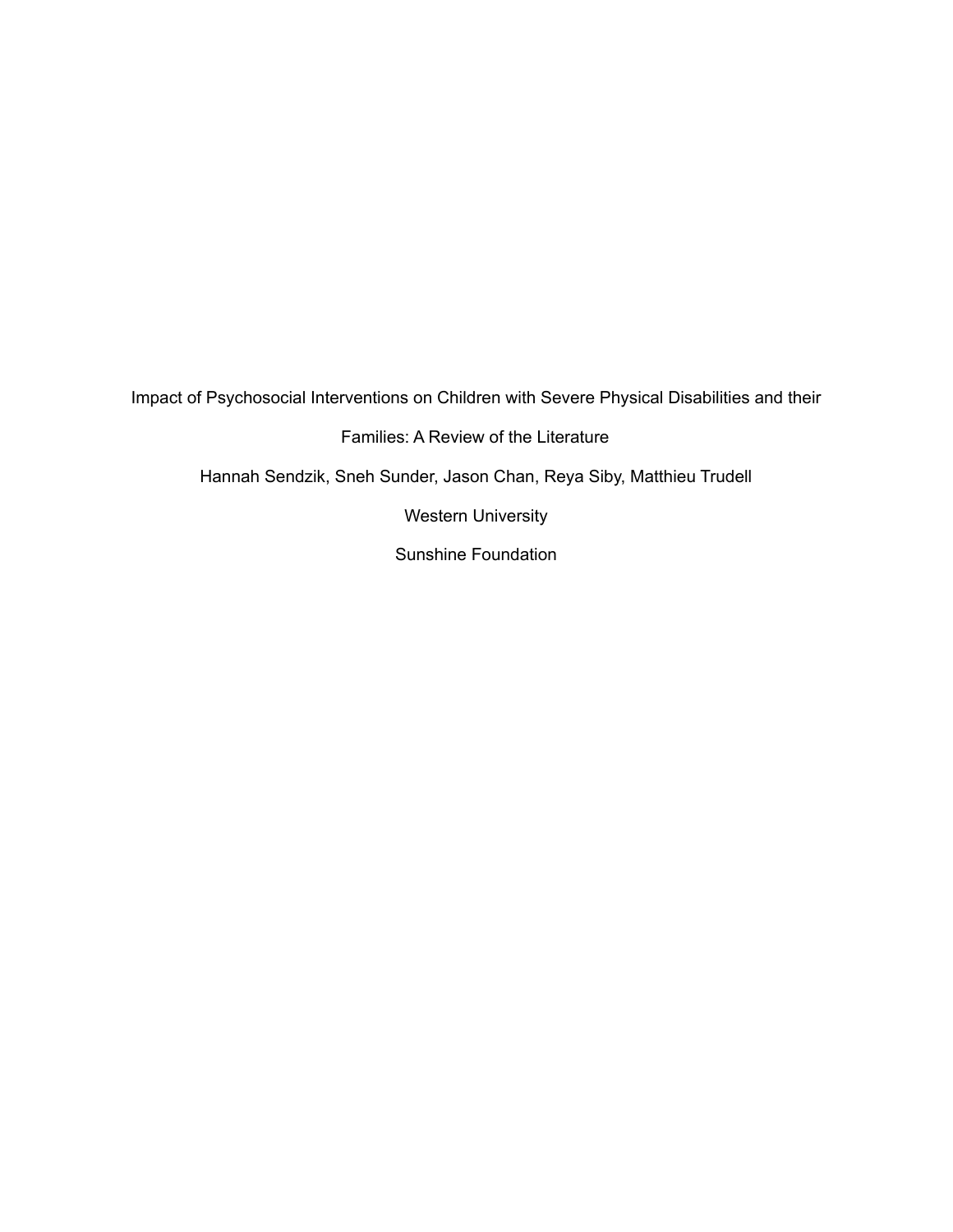# Impact of Psychosocial Interventions on Children with Severe Physical Disabilities and their Families: A Review of the Literature

Hannah Sendzik, Sneh Sunder, Jason Chan, Reya Siby, Matthieu Trudell

Western University

Sunshine Foundation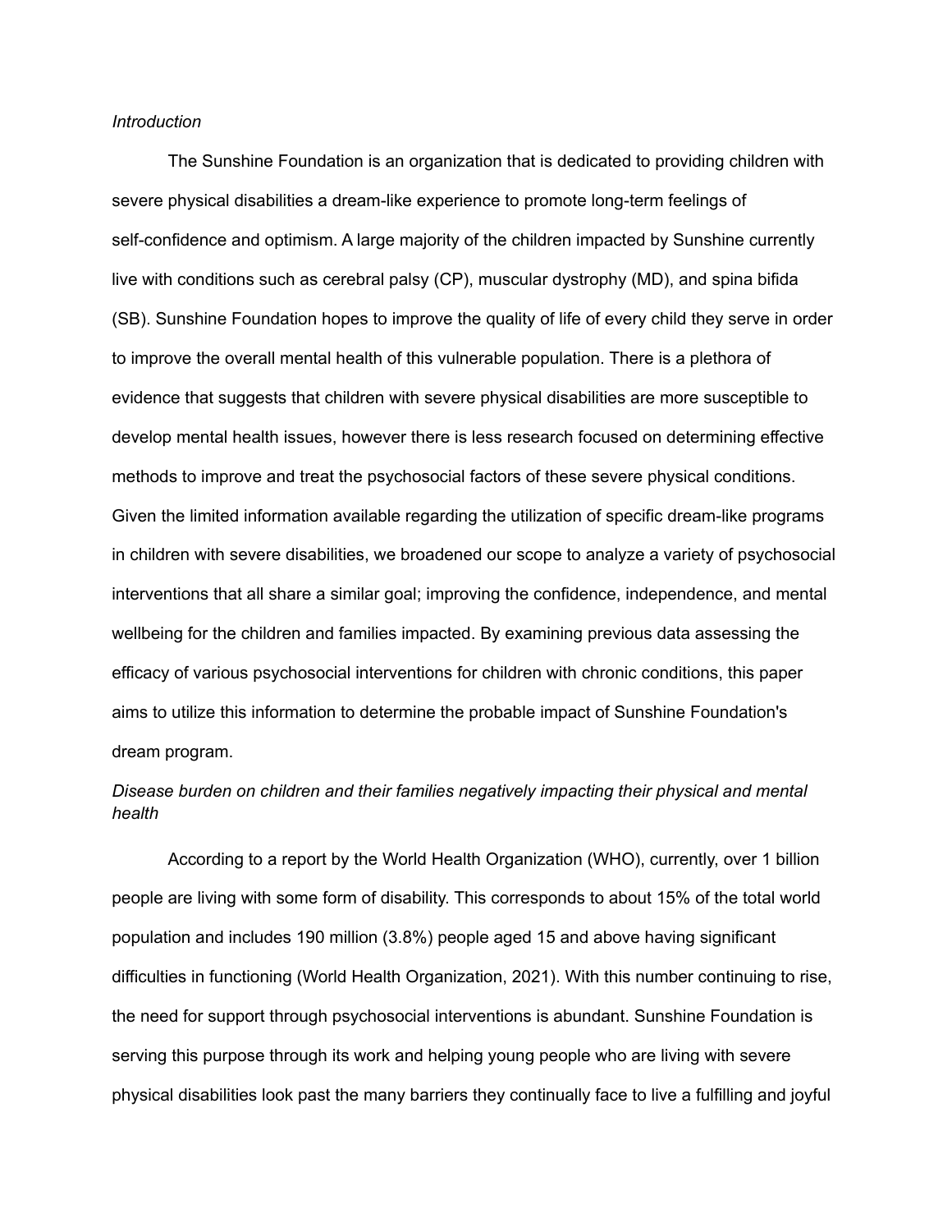*Introduction*

The Sunshine Foundation is an organization that is dedicated to providing children with severe physical disabilities a dream-like experience to promote long-term feelings of self-confidence and optimism. A large majority of the children impacted by Sunshine currently live with conditions such as cerebral palsy (CP), muscular dystrophy (MD), and spina bifida (SB). Sunshine Foundation hopes to improve the quality of life of every child they serve in order to improve the overall mental health of this vulnerable population. There is a plethora of evidence that suggests that children with severe physical disabilities are more susceptible to develop mental health issues, however there is less research focused on determining effective methods to improve and treat the psychosocial factors of these severe physical conditions. Given the limited information available regarding the utilization of specific dream-like programs in children with severe disabilities, we broadened our scope to analyze a variety of psychosocial interventions that all share a similar goal; improving the confidence, independence, and mental wellbeing for the children and families impacted. By examining previous data assessing the efficacy of various psychosocial interventions for children with chronic conditions, this paper aims to utilize this information to determine the probable impact of Sunshine Foundation's dream program.

*Disease burden on children and their families negatively impacting their physical and mental health*

According to a report by the World Health Organization (WHO), currently, over 1 billion people are living with some form of disability. This corresponds to about 15% of the total world population and includes 190 million (3.8%) people aged 15 and above having significant difficulties in functioning (World Health Organization, 2021). With this number continuing to rise, the need for support through psychosocial interventions is abundant. Sunshine Foundation is serving this purpose through its work and helping young people who are living with severe physical disabilities look past the many barriers they continually face to live a fulfilling and joyful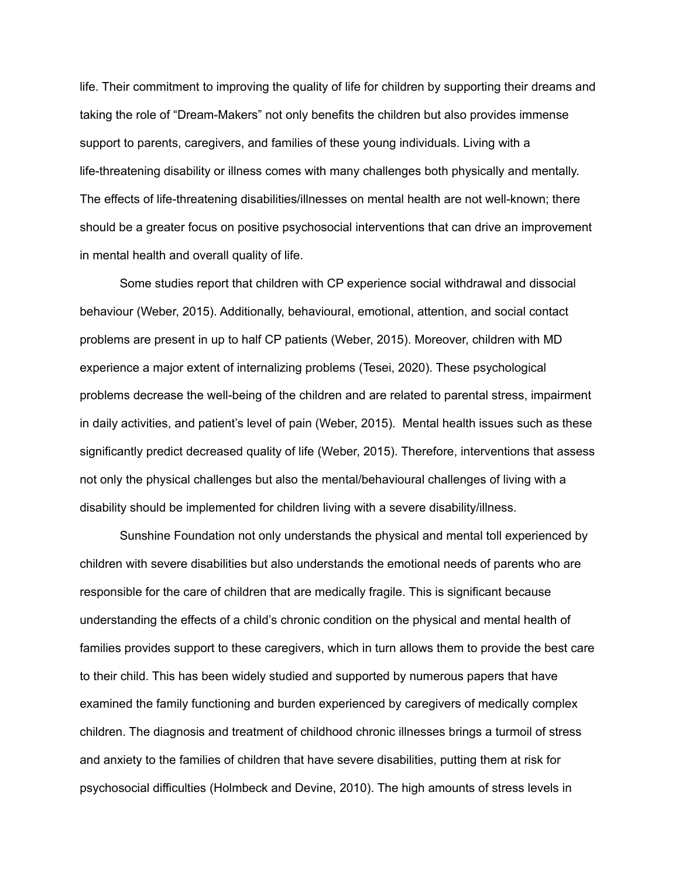life. Their commitment to improving the quality of life for children by supporting their dreams and taking the role of "Dream-Makers" not only benefits the children but also provides immense support to parents, caregivers, and families of these young individuals. Living with a life-threatening disability or illness comes with many challenges both physically and mentally. The effects of life-threatening disabilities/illnesses on mental health are not well-known; there should be a greater focus on positive psychosocial interventions that can drive an improvement in mental health and overall quality of life.

Some studies report that children with CP experience social withdrawal and dissocial behaviour (Weber, 2015). Additionally, behavioural, emotional, attention, and social contact problems are present in up to half CP patients (Weber, 2015). Moreover, children with MD experience a major extent of internalizing problems (Tesei, 2020). These psychological problems decrease the well-being of the children and are related to parental stress, impairment in daily activities, and patient's level of pain (Weber, 2015). Mental health issues such as these significantly predict decreased quality of life (Weber, 2015). Therefore, interventions that assess not only the physical challenges but also the mental/behavioural challenges of living with a disability should be implemented for children living with a severe disability/illness.

Sunshine Foundation not only understands the physical and mental toll experienced by children with severe disabilities but also understands the emotional needs of parents who are responsible for the care of children that are medically fragile. This is significant because understanding the effects of a child's chronic condition on the physical and mental health of families provides support to these caregivers, which in turn allows them to provide the best care to their child. This has been widely studied and supported by numerous papers that have examined the family functioning and burden experienced by caregivers of medically complex children. The diagnosis and treatment of childhood chronic illnesses brings a turmoil of stress and anxiety to the families of children that have severe disabilities, putting them at risk for psychosocial difficulties (Holmbeck and Devine, 2010). The high amounts of stress levels in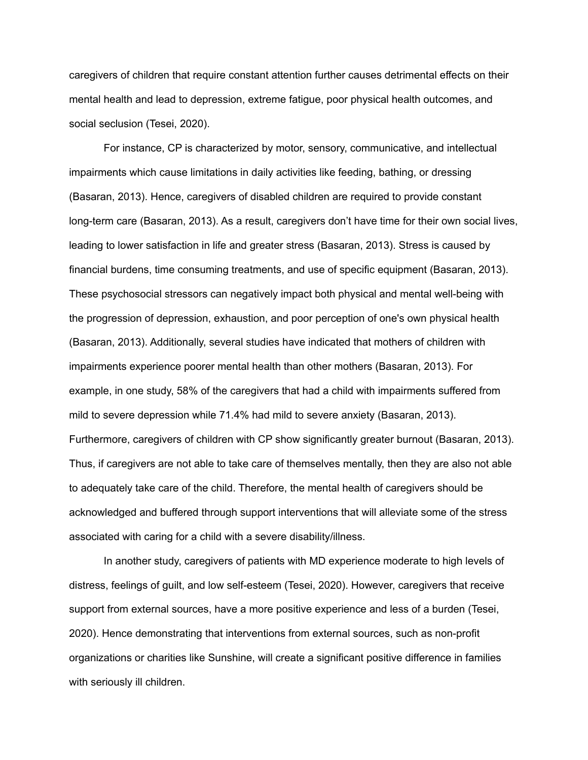caregivers of children that require constant attention further causes detrimental effects on their mental health and lead to depression, extreme fatigue, poor physical health outcomes, and social seclusion (Tesei, 2020).

For instance, CP is characterized by motor, sensory, communicative, and intellectual impairments which cause limitations in daily activities like feeding, bathing, or dressing (Basaran, 2013). Hence, caregivers of disabled children are required to provide constant long-term care (Basaran, 2013). As a result, caregivers don't have time for their own social lives, leading to lower satisfaction in life and greater stress (Basaran, 2013). Stress is caused by financial burdens, time consuming treatments, and use of specific equipment (Basaran, 2013). These psychosocial stressors can negatively impact both physical and mental well-being with the progression of depression, exhaustion, and poor perception of one's own physical health (Basaran, 2013). Additionally, several studies have indicated that mothers of children with impairments experience poorer mental health than other mothers (Basaran, 2013). For example, in one study, 58% of the caregivers that had a child with impairments suffered from mild to severe depression while 71.4% had mild to severe anxiety (Basaran, 2013). Furthermore, caregivers of children with CP show significantly greater burnout (Basaran, 2013). Thus, if caregivers are not able to take care of themselves mentally, then they are also not able to adequately take care of the child. Therefore, the mental health of caregivers should be acknowledged and buffered through support interventions that will alleviate some of the stress associated with caring for a child with a severe disability/illness.

In another study, caregivers of patients with MD experience moderate to high levels of distress, feelings of guilt, and low self-esteem (Tesei, 2020). However, caregivers that receive support from external sources, have a more positive experience and less of a burden (Tesei, 2020). Hence demonstrating that interventions from external sources, such as non-profit organizations or charities like Sunshine, will create a significant positive difference in families with seriously ill children.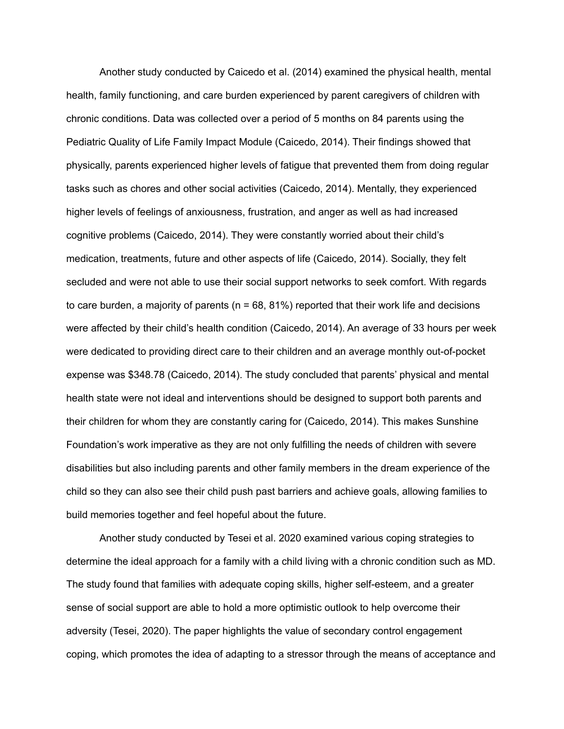Another study conducted by Caicedo et al. (2014) examined the physical health, mental health, family functioning, and care burden experienced by parent caregivers of children with chronic conditions. Data was collected over a period of 5 months on 84 parents using the Pediatric Quality of Life Family Impact Module (Caicedo, 2014). Their findings showed that physically, parents experienced higher levels of fatigue that prevented them from doing regular tasks such as chores and other social activities (Caicedo, 2014). Mentally, they experienced higher levels of feelings of anxiousness, frustration, and anger as well as had increased cognitive problems (Caicedo, 2014). They were constantly worried about their child's medication, treatments, future and other aspects of life (Caicedo, 2014). Socially, they felt secluded and were not able to use their social support networks to seek comfort. With regards to care burden, a majority of parents (n = 68, 81%) reported that their work life and decisions were affected by their child's health condition (Caicedo, 2014). An average of 33 hours per week were dedicated to providing direct care to their children and an average monthly out-of-pocket expense was $348.78 (Caicedo, 2014). The study concluded that parents' physical and mental health state were not ideal and interventions should be designed to support both parents and their children for whom they are constantly caring for (Caicedo, 2014). This makes Sunshine Foundation's work imperative as they are not only fulfilling the needs of children with severe disabilities but also including parents and other family members in the dream experience of the child so they can also see their child push past barriers and achieve goals, allowing families to build memories together and feel hopeful about the future.

Another study conducted by Tesei et al. 2020 examined various coping strategies to determine the ideal approach for a family with a child living with a chronic condition such as MD. The study found that families with adequate coping skills, higher self-esteem, and a greater sense of social support are able to hold a more optimistic outlook to help overcome their adversity (Tesei, 2020). The paper highlights the value of secondary control engagement coping, which promotes the idea of adapting to a stressor through the means of acceptance and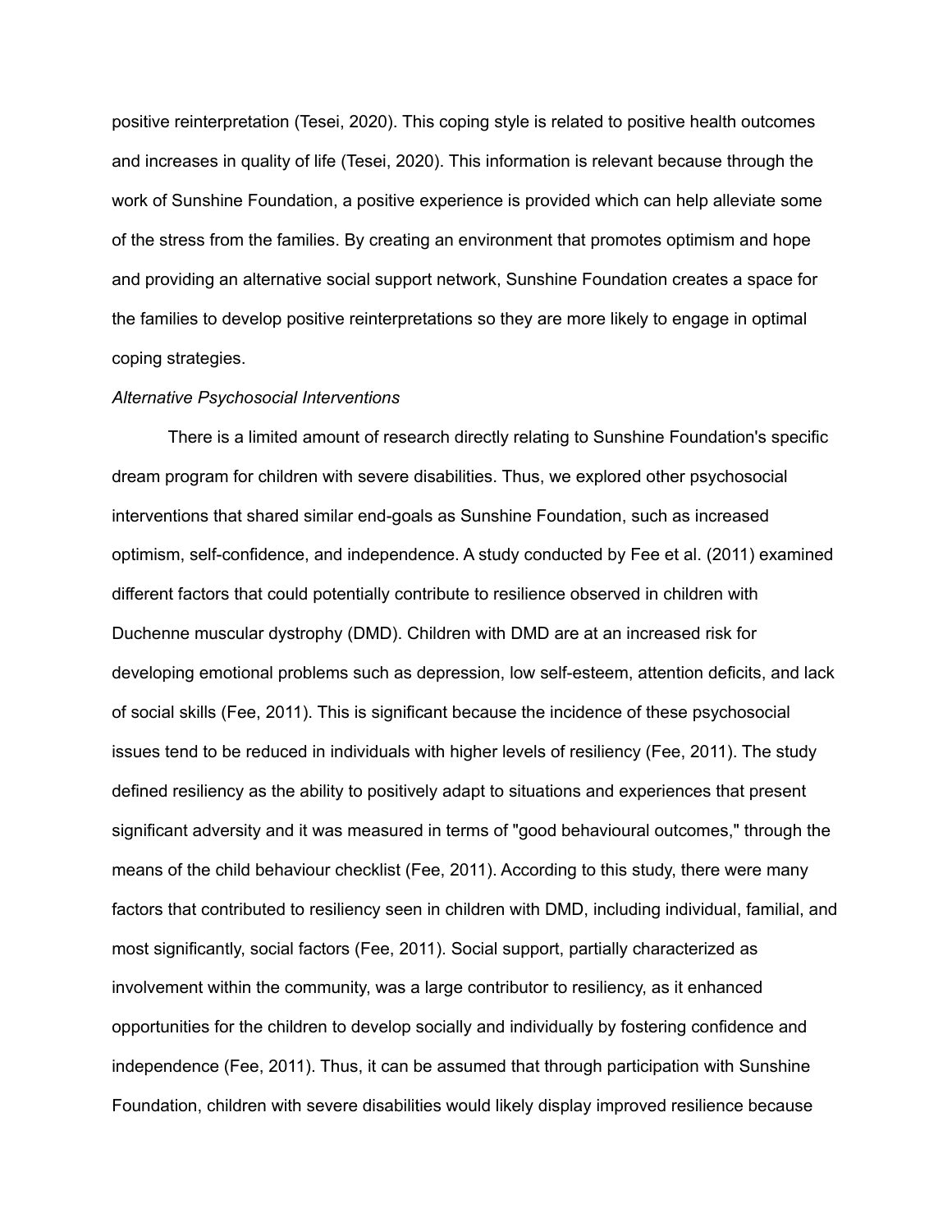positive reinterpretation (Tesei, 2020). This coping style is related to positive health outcomes and increases in quality of life (Tesei, 2020). This information is relevant because through the work of Sunshine Foundation, a positive experience is provided which can help alleviate some of the stress from the families. By creating an environment that promotes optimism and hope and providing an alternative social support network, Sunshine Foundation creates a space for the families to develop positive reinterpretations so they are more likely to engage in optimal coping strategies.

*Alternative Psychosocial Interventions*

There is a limited amount of research directly relating to Sunshine Foundation's specific dream program for children with severe disabilities. Thus, we explored other psychosocial interventions that shared similar end-goals as Sunshine Foundation, such as increased optimism, self-confidence, and independence. A study conducted by Fee et al. (2011) examined different factors that could potentially contribute to resilience observed in children with Duchenne muscular dystrophy (DMD). Children with DMD are at an increased risk for developing emotional problems such as depression, low self-esteem, attention deficits, and lack of social skills (Fee, 2011). This is significant because the incidence of these psychosocial issues tend to be reduced in individuals with higher levels of resiliency (Fee, 2011). The study defined resiliency as the ability to positively adapt to situations and experiences that present significant adversity and it was measured in terms of "good behavioural outcomes," through the means of the child behaviour checklist (Fee, 2011). According to this study, there were many factors that contributed to resiliency seen in children with DMD, including individual, familial, and most significantly, social factors (Fee, 2011). Social support, partially characterized as involvement within the community, was a large contributor to resiliency, as it enhanced opportunities for the children to develop socially and individually by fostering confidence and independence (Fee, 2011). Thus, it can be assumed that through participation with Sunshine Foundation, children with severe disabilities would likely display improved resilience because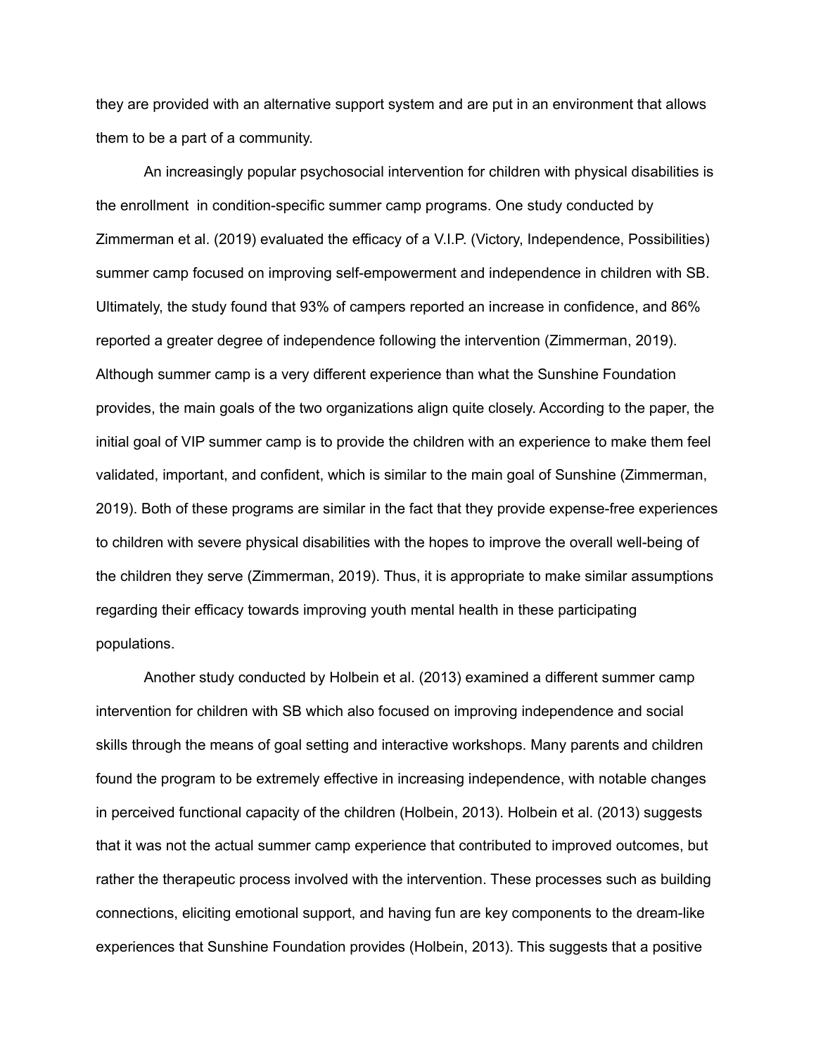they are provided with an alternative support system and are put in an environment that allows them to be a part of a community.

An increasingly popular psychosocial intervention for children with physical disabilities is the enrollment  in condition-specific summer camp programs. One study conducted by Zimmerman et al. (2019) evaluated the efficacy of a V.I.P. (Victory, Independence, Possibilities) summer camp focused on improving self-empowerment and independence in children with SB. Ultimately, the study found that 93% of campers reported an increase in confidence, and 86% reported a greater degree of independence following the intervention (Zimmerman, 2019). Although summer camp is a very different experience than what the Sunshine Foundation provides, the main goals of the two organizations align quite closely. According to the paper, the initial goal of VIP summer camp is to provide the children with an experience to make them feel validated, important, and confident, which is similar to the main goal of Sunshine (Zimmerman, 2019). Both of these programs are similar in the fact that they provide expense-free experiences to children with severe physical disabilities with the hopes to improve the overall well-being of the children they serve (Zimmerman, 2019). Thus, it is appropriate to make similar assumptions regarding their efficacy towards improving youth mental health in these participating populations.

Another study conducted by Holbein et al. (2013) examined a different summer camp intervention for children with SB which also focused on improving independence and social skills through the means of goal setting and interactive workshops. Many parents and children found the program to be extremely effective in increasing independence, with notable changes in perceived functional capacity of the children (Holbein, 2013). Holbein et al. (2013) suggests that it was not the actual summer camp experience that contributed to improved outcomes, but rather the therapeutic process involved with the intervention. These processes such as building connections, eliciting emotional support, and having fun are key components to the dream-like experiences that Sunshine Foundation provides (Holbein, 2013). This suggests that a positive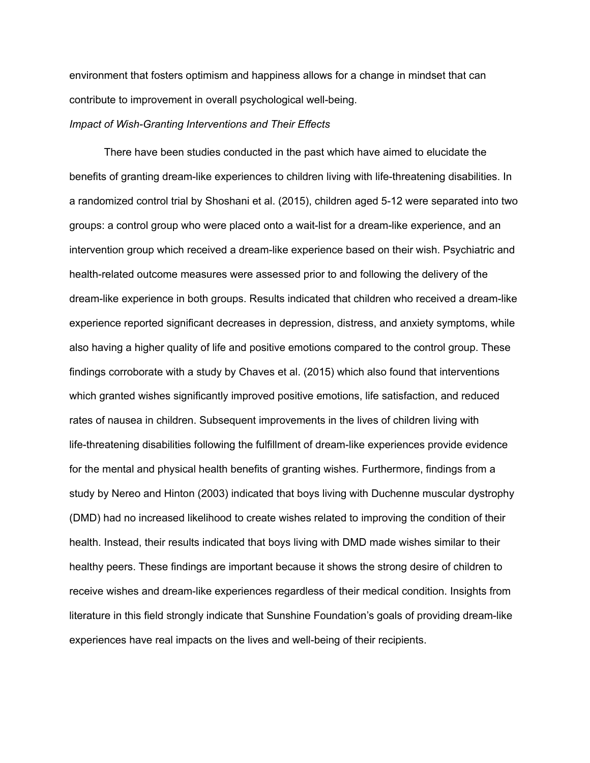environment that fosters optimism and happiness allows for a change in mindset that can contribute to improvement in overall psychological well-being.

*Impact of Wish-Granting Interventions and Their Effects*

There have been studies conducted in the past which have aimed to elucidate the benefits of granting dream-like experiences to children living with life-threatening disabilities. In a randomized control trial by Shoshani et al. (2015), children aged 5-12 were separated into two groups: a control group who were placed onto a wait-list for a dream-like experience, and an intervention group which received a dream-like experience based on their wish. Psychiatric and health-related outcome measures were assessed prior to and following the delivery of the dream-like experience in both groups. Results indicated that children who received a dream-like experience reported significant decreases in depression, distress, and anxiety symptoms, while also having a higher quality of life and positive emotions compared to the control group. These findings corroborate with a study by Chaves et al. (2015) which also found that interventions which granted wishes significantly improved positive emotions, life satisfaction, and reduced rates of nausea in children. Subsequent improvements in the lives of children living with life-threatening disabilities following the fulfillment of dream-like experiences provide evidence for the mental and physical health benefits of granting wishes. Furthermore, findings from a study by Nereo and Hinton (2003) indicated that boys living with Duchenne muscular dystrophy (DMD) had no increased likelihood to create wishes related to improving the condition of their health. Instead, their results indicated that boys living with DMD made wishes similar to their healthy peers. These findings are important because it shows the strong desire of children to receive wishes and dream-like experiences regardless of their medical condition. Insights from literature in this field strongly indicate that Sunshine Foundation's goals of providing dream-like experiences have real impacts on the lives and well-being of their recipients.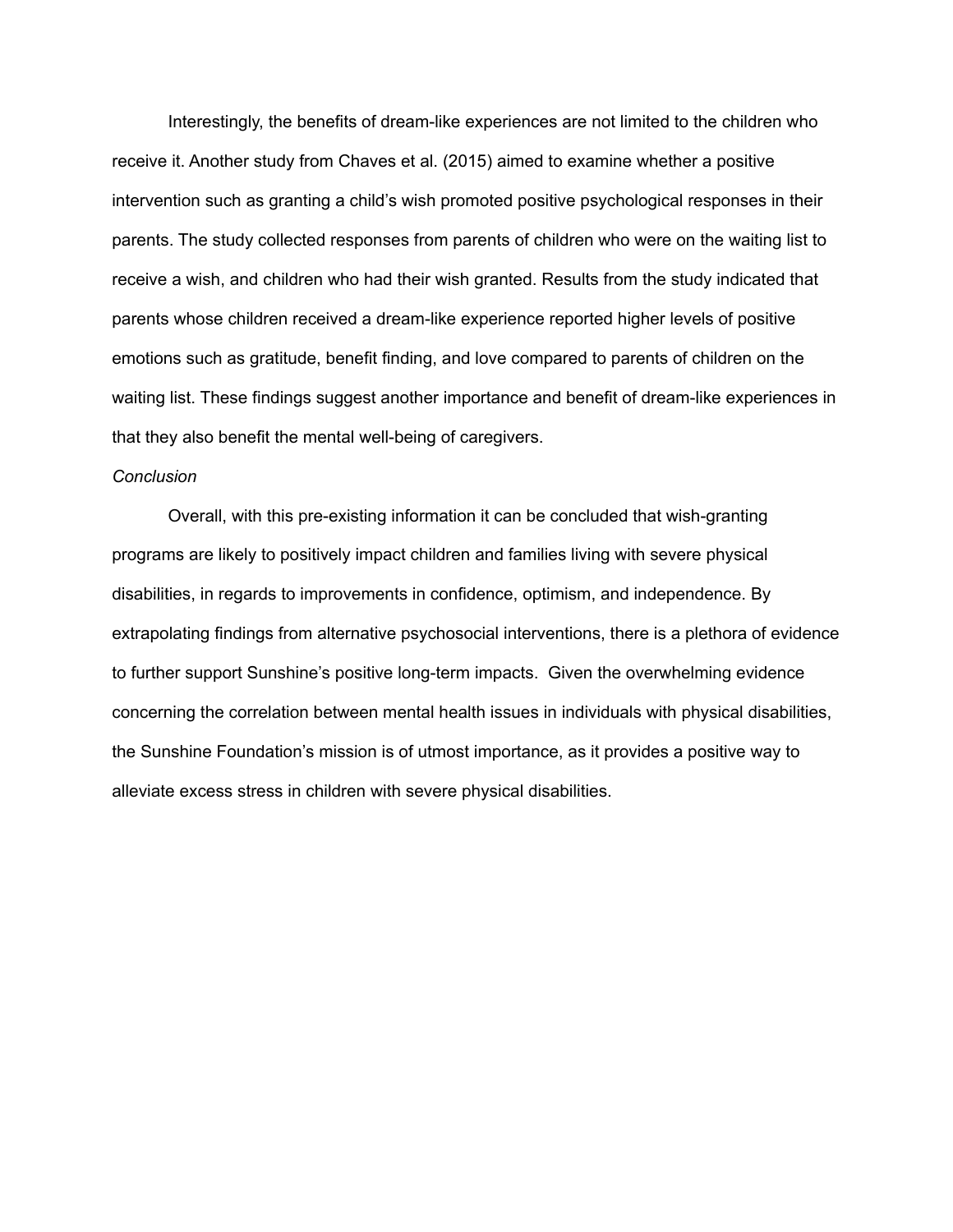Interestingly, the benefits of dream-like experiences are not limited to the children who receive it. Another study from Chaves et al. (2015) aimed to examine whether a positive intervention such as granting a child's wish promoted positive psychological responses in their parents. The study collected responses from parents of children who were on the waiting list to receive a wish, and children who had their wish granted. Results from the study indicated that parents whose children received a dream-like experience reported higher levels of positive emotions such as gratitude, benefit finding, and love compared to parents of children on the waiting list. These findings suggest another importance and benefit of dream-like experiences in that they also benefit the mental well-being of caregivers.

*Conclusion*

Overall, with this pre-existing information it can be concluded that wish-granting programs are likely to positively impact children and families living with severe physical disabilities, in regards to improvements in confidence, optimism, and independence. By extrapolating findings from alternative psychosocial interventions, there is a plethora of evidence to further support Sunshine's positive long-term impacts. Given the overwhelming evidence concerning the correlation between mental health issues in individuals with physical disabilities, the Sunshine Foundation's mission is of utmost importance, as it provides a positive way to alleviate excess stress in children with severe physical disabilities.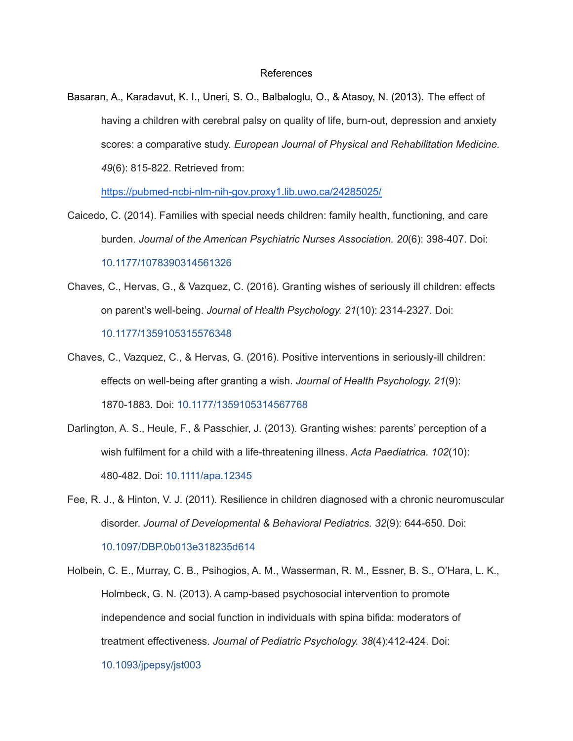# References

Basaran, A., Karadavut, K. I., Uneri, S. O., Balbaloglu, O., & Atasoy, N. (2013). The effect of having a children with cerebral palsy on quality of life, burn-out, depression and anxiety scores: a comparative study. *European Journal of Physical and Rehabilitation Medicine. 49*(6): 815-822. Retrieved from: https://pubmed-ncbi-nlm-nih-gov.proxy1.lib.uwo.ca/24285025/

Caicedo, C. (2014). Families with special needs children: family health, functioning, and care burden. *Journal of the American Psychiatric Nurses Association. 20*(6): 398-407. Doi: 10.1177/1078390314561326

Chaves, C., Hervas, G., & Vazquez, C. (2016). Granting wishes of seriously ill children: effects on parent's well-being. *Journal of Health Psychology. 21*(10): 2314-2327. Doi: 10.1177/1359105315576348

Chaves, C., Vazquez, C., & Hervas, G. (2016). Positive interventions in seriously-ill children: effects on well-being after granting a wish. *Journal of Health Psychology. 21*(9): 1870-1883. Doi: 10.1177/1359105314567768

Darlington, A. S., Heule, F., & Passchier, J. (2013). Granting wishes: parents' perception of a wish fulfilment for a child with a life-threatening illness. *Acta Paediatrica. 102*(10): 480-482. Doi: 10.1111/apa.12345

Fee, R. J., & Hinton, V. J. (2011). Resilience in children diagnosed with a chronic neuromuscular disorder. *Journal of Developmental & Behavioral Pediatrics. 32*(9): 644-650. Doi: 10.1097/DBP.0b013e318235d614

Holbein, C. E., Murray, C. B., Psihogios, A. M., Wasserman, R. M., Essner, B. S., O'Hara, L. K., Holmbeck, G. N. (2013). A camp-based psychosocial intervention to promote independence and social function in individuals with spina bifida: moderators of treatment effectiveness. *Journal of Pediatric Psychology. 38*(4):412-424. Doi: 10.1093/jpepsy/jst003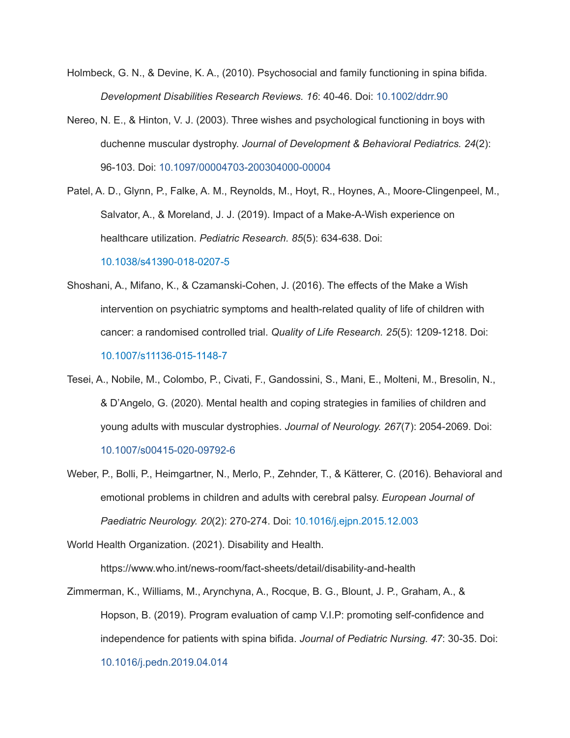Holmbeck, G. N., & Devine, K. A., (2010). Psychosocial and family functioning in spina bifida. *Development Disabilities Research Reviews. 16*: 40-46. Doi: 10.1002/ddrr.90

Nereo, N. E., & Hinton, V. J. (2003). Three wishes and psychological functioning in boys with duchenne muscular dystrophy. *Journal of Development & Behavioral Pediatrics. 24*(2): 96-103. Doi: 10.1097/00004703-200304000-00004

Patel, A. D., Glynn, P., Falke, A. M., Reynolds, M., Hoyt, R., Hoynes, A., Moore-Clingenpeel, M., Salvator, A., & Moreland, J. J. (2019). Impact of a Make-A-Wish experience on healthcare utilization. *Pediatric Research. 85*(5): 634-638. Doi: 10.1038/s41390-018-0207-5

Shoshani, A., Mifano, K., & Czamanski-Cohen, J. (2016). The effects of the Make a Wish intervention on psychiatric symptoms and health-related quality of life of children with cancer: a randomised controlled trial. *Quality of Life Research. 25*(5): 1209-1218. Doi: 10.1007/s11136-015-1148-7

Tesei, A., Nobile, M., Colombo, P., Civati, F., Gandossini, S., Mani, E., Molteni, M., Bresolin, N., & D'Angelo, G. (2020). Mental health and coping strategies in families of children and young adults with muscular dystrophies. *Journal of Neurology. 267*(7): 2054-2069. Doi: 10.1007/s00415-020-09792-6

Weber, P., Bolli, P., Heimgartner, N., Merlo, P., Zehnder, T., & Kätterer, C. (2016). Behavioral and emotional problems in children and adults with cerebral palsy. *European Journal of Paediatric Neurology. 20*(2): 270-274. Doi: 10.1016/j.ejpn.2015.12.003

World Health Organization. (2021). Disability and Health. https://www.who.int/news-room/fact-sheets/detail/disability-and-health

Zimmerman, K., Williams, M., Arynchyna, A., Rocque, B. G., Blount, J. P., Graham, A., & Hopson, B. (2019). Program evaluation of camp V.I.P: promoting self-confidence and independence for patients with spina bifida. *Journal of Pediatric Nursing. 47*: 30-35. Doi: 10.1016/j.pedn.2019.04.014